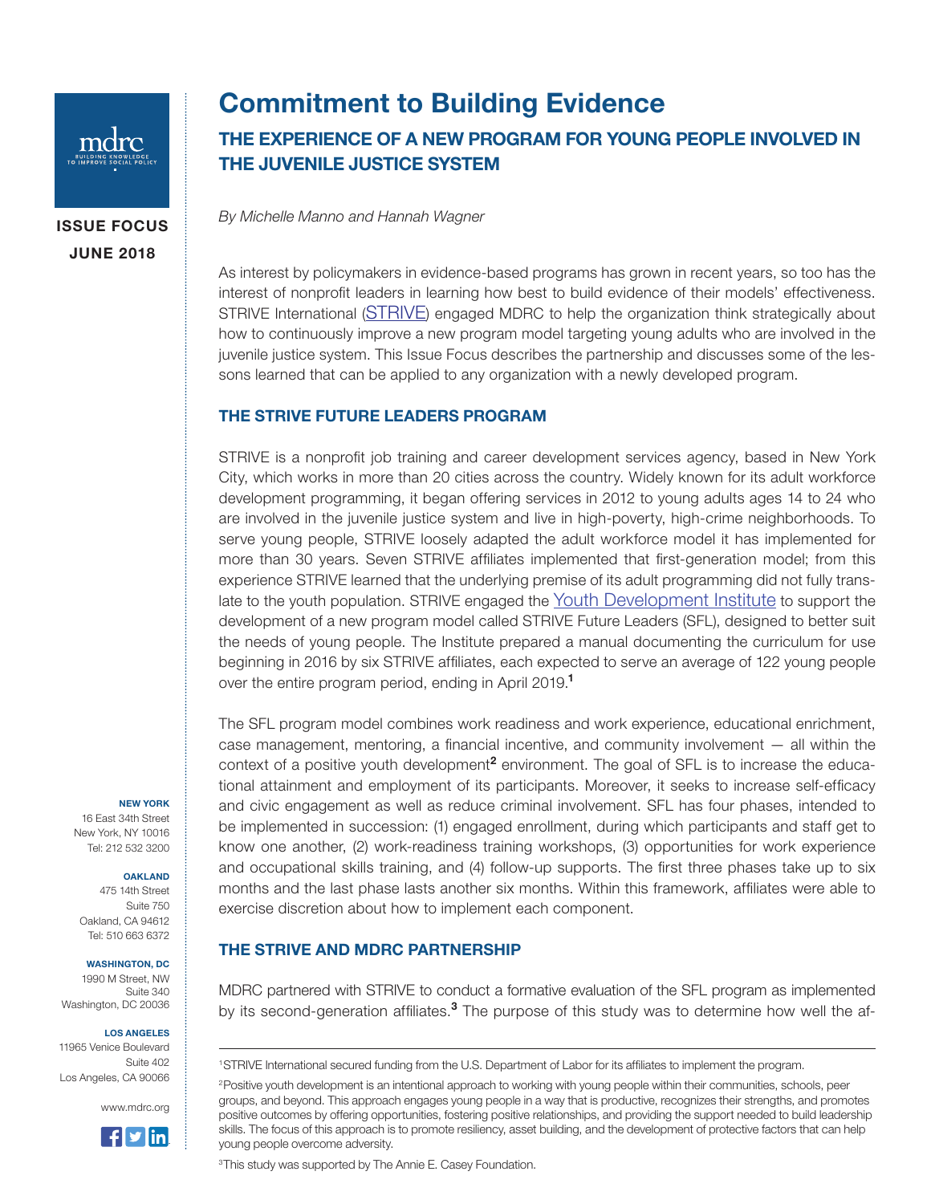ISSUE FOCUS
JUNE 2018

# Commitment to Building Evidence

## THE EXPERIENCE OF A NEW PROGRAM FOR YOUNG PEOPLE INVOLVED IN THE JUVENILE JUSTICE SYSTEM

*By Michelle Manno and Hannah Wagner*

As interest by policymakers in evidence-based programs has grown in recent years, so too has the interest of nonprofit leaders in learning how best to build evidence of their models' effectiveness. STRIVE International (STRIVE) engaged MDRC to help the organization think strategically about how to continuously improve a new program model targeting young adults who are involved in the juvenile justice system. This Issue Focus describes the partnership and discusses some of the lessons learned that can be applied to any organization with a newly developed program.

### THE STRIVE FUTURE LEADERS PROGRAM

STRIVE is a nonprofit job training and career development services agency, based in New York City, which works in more than 20 cities across the country. Widely known for its adult workforce development programming, it began offering services in 2012 to young adults ages 14 to 24 who are involved in the juvenile justice system and live in high-poverty, high-crime neighborhoods. To serve young people, STRIVE loosely adapted the adult workforce model it has implemented for more than 30 years. Seven STRIVE affiliates implemented that first-generation model; from this experience STRIVE learned that the underlying premise of its adult programming did not fully translate to the youth population. STRIVE engaged the Youth Development Institute to support the development of a new program model called STRIVE Future Leaders (SFL), designed to better suit the needs of young people. The Institute prepared a manual documenting the curriculum for use beginning in 2016 by six STRIVE affiliates, each expected to serve an average of 122 young people over the entire program period, ending in April 2019.[1]

The SFL program model combines work readiness and work experience, educational enrichment, case management, mentoring, a financial incentive, and community involvement — all within the context of a positive youth development[2] environment. The goal of SFL is to increase the educational attainment and employment of its participants. Moreover, it seeks to increase self-efficacy and civic engagement as well as reduce criminal involvement. SFL has four phases, intended to be implemented in succession: (1) engaged enrollment, during which participants and staff get to know one another, (2) work-readiness training workshops, (3) opportunities for work experience and occupational skills training, and (4) follow-up supports. The first three phases take up to six months and the last phase lasts another six months. Within this framework, affiliates were able to exercise discretion about how to implement each component.

### THE STRIVE AND MDRC PARTNERSHIP

MDRC partnered with STRIVE to conduct a formative evaluation of the SFL program as implemented by its second-generation affiliates.[3] The purpose of this study was to determine how well the af-

---

[1] STRIVE International secured funding from the U.S. Department of Labor for its affiliates to implement the program.

[2] Positive youth development is an intentional approach to working with young people within their communities, schools, peer groups, and beyond. This approach engages young people in a way that is productive, recognizes their strengths, and promotes positive outcomes by offering opportunities, fostering positive relationships, and providing the support needed to build leadership skills. The focus of this approach is to promote resiliency, asset building, and the development of protective factors that can help young people overcome adversity.

[3] This study was supported by The Annie E. Casey Foundation.

**NEW YORK**
16 East 34th Street
New York, NY 10016
Tel: 212 532 3200

**OAKLAND**
475 14th Street
Suite 750
Oakland, CA 94612
Tel: 510 663 6372

**WASHINGTON, DC**
1990 M Street, NW
Suite 340
Washington, DC 20036

**LOS ANGELES**
11965 Venice Boulevard
Suite 402
Los Angeles, CA 90066

www.mdrc.org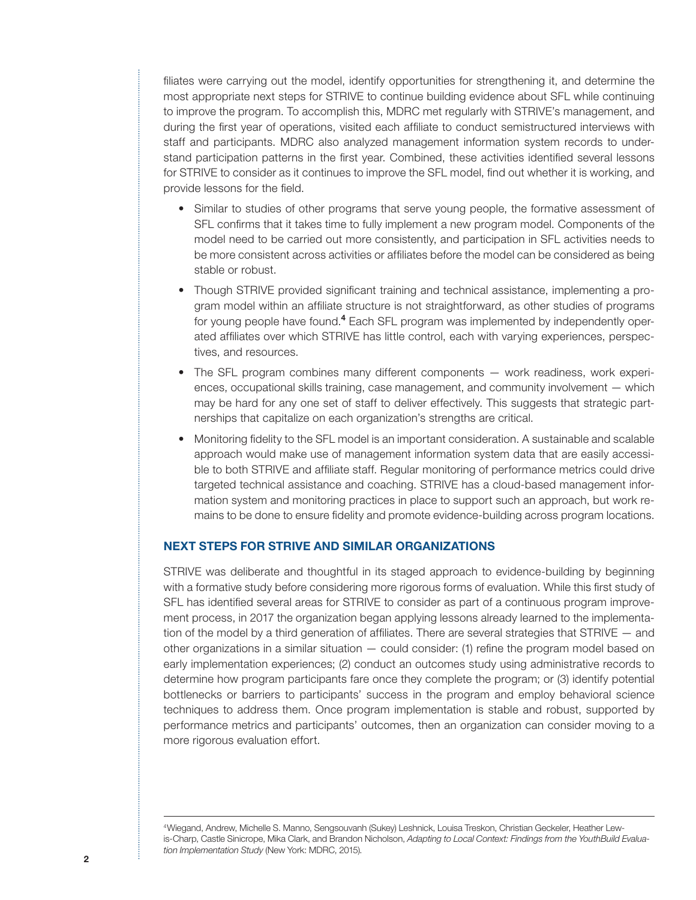filiates were carrying out the model, identify opportunities for strengthening it, and determine the most appropriate next steps for STRIVE to continue building evidence about SFL while continuing to improve the program. To accomplish this, MDRC met regularly with STRIVE's management, and during the first year of operations, visited each affiliate to conduct semistructured interviews with staff and participants. MDRC also analyzed management information system records to understand participation patterns in the first year. Combined, these activities identified several lessons for STRIVE to consider as it continues to improve the SFL model, find out whether it is working, and provide lessons for the field.

- Similar to studies of other programs that serve young people, the formative assessment of SFL confirms that it takes time to fully implement a new program model. Components of the model need to be carried out more consistently, and participation in SFL activities needs to be more consistent across activities or affiliates before the model can be considered as being stable or robust.
- Though STRIVE provided significant training and technical assistance, implementing a program model within an affiliate structure is not straightforward, as other studies of programs for young people have found.[4] Each SFL program was implemented by independently operated affiliates over which STRIVE has little control, each with varying experiences, perspectives, and resources.
- The SFL program combines many different components — work readiness, work experiences, occupational skills training, case management, and community involvement — which may be hard for any one set of staff to deliver effectively. This suggests that strategic partnerships that capitalize on each organization's strengths are critical.
- Monitoring fidelity to the SFL model is an important consideration. A sustainable and scalable approach would make use of management information system data that are easily accessible to both STRIVE and affiliate staff. Regular monitoring of performance metrics could drive targeted technical assistance and coaching. STRIVE has a cloud-based management information system and monitoring practices in place to support such an approach, but work remains to be done to ensure fidelity and promote evidence-building across program locations.

## NEXT STEPS FOR STRIVE AND SIMILAR ORGANIZATIONS

STRIVE was deliberate and thoughtful in its staged approach to evidence-building by beginning with a formative study before considering more rigorous forms of evaluation. While this first study of SFL has identified several areas for STRIVE to consider as part of a continuous program improvement process, in 2017 the organization began applying lessons already learned to the implementation of the model by a third generation of affiliates. There are several strategies that STRIVE — and other organizations in a similar situation — could consider: (1) refine the program model based on early implementation experiences; (2) conduct an outcomes study using administrative records to determine how program participants fare once they complete the program; or (3) identify potential bottlenecks or barriers to participants' success in the program and employ behavioral science techniques to address them. Once program implementation is stable and robust, supported by performance metrics and participants' outcomes, then an organization can consider moving to a more rigorous evaluation effort.

---

[4] Wiegand, Andrew, Michelle S. Manno, Sengsouvanh (Sukey) Leshnick, Louisa Treskon, Christian Geckeler, Heather Lewis-Charp, Castle Sinicrope, Mika Clark, and Brandon Nicholson, *Adapting to Local Context: Findings from the YouthBuild Evaluation Implementation Study* (New York: MDRC, 2015).